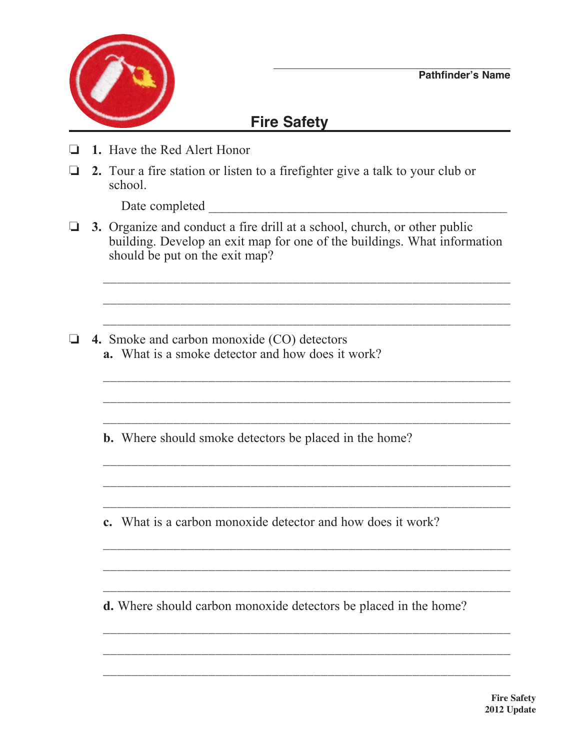Pathfinder's Name

# Fire Safety

❏ **1.** Have the Red Alert Honor

❏ **2.** Tour a fire station or listen to a firefighter give a talk to your club or school.

Date completed ____________________________________________

❏ **3.** Organize and conduct a fire drill at a school, church, or other public building. Develop an exit map for one of the buildings. What information should be put on the exit map?

_______________________________________________________________

_______________________________________________________________

_______________________________________________________________

❏ **4.** Smoke and carbon monoxide (CO) detectors

**a.** What is a smoke detector and how does it work?

_______________________________________________________________

_______________________________________________________________

_______________________________________________________________

**b.** Where should smoke detectors be placed in the home?

_______________________________________________________________

_______________________________________________________________

_______________________________________________________________

**c.** What is a carbon monoxide detector and how does it work?

_______________________________________________________________

_______________________________________________________________

_______________________________________________________________

**d.** Where should carbon monoxide detectors be placed in the home?

_______________________________________________________________

_______________________________________________________________

_______________________________________________________________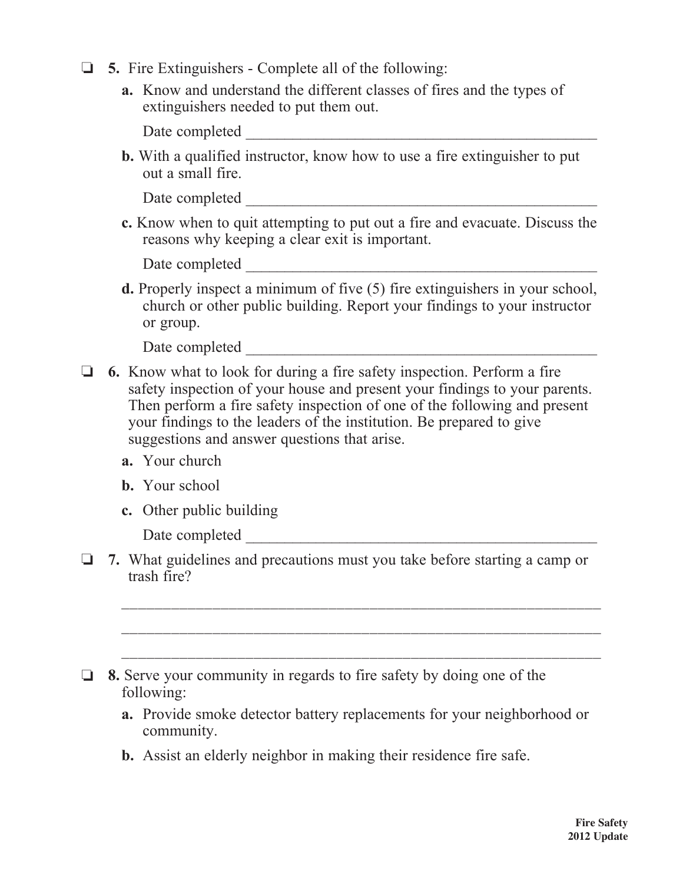- ❏ **5.** Fire Extinguishers - Complete all of the following:

  **a.** Know and understand the different classes of fires and the types of extinguishers needed to put them out.

  Date completed ______________________________________________

  **b.** With a qualified instructor, know how to use a fire extinguisher to put out a small fire.

  Date completed ______________________________________________

  **c.** Know when to quit attempting to put out a fire and evacuate. Discuss the reasons why keeping a clear exit is important.

  Date completed ______________________________________________

  **d.** Properly inspect a minimum of five (5) fire extinguishers in your school, church or other public building. Report your findings to your instructor or group.

  Date completed ______________________________________________

- ❏ **6.** Know what to look for during a fire safety inspection. Perform a fire safety inspection of your house and present your findings to your parents. Then perform a fire safety inspection of one of the following and present your findings to the leaders of the institution. Be prepared to give suggestions and answer questions that arise.

  **a.** Your church

  **b.** Your school

  **c.** Other public building

  Date completed ______________________________________________

- ❏ **7.** What guidelines and precautions must you take before starting a camp or trash fire?

  ________________________________________________________________

  ________________________________________________________________

  ________________________________________________________________

- ❏ **8.** Serve your community in regards to fire safety by doing one of the following:

  **a.** Provide smoke detector battery replacements for your neighborhood or community.

  **b.** Assist an elderly neighbor in making their residence fire safe.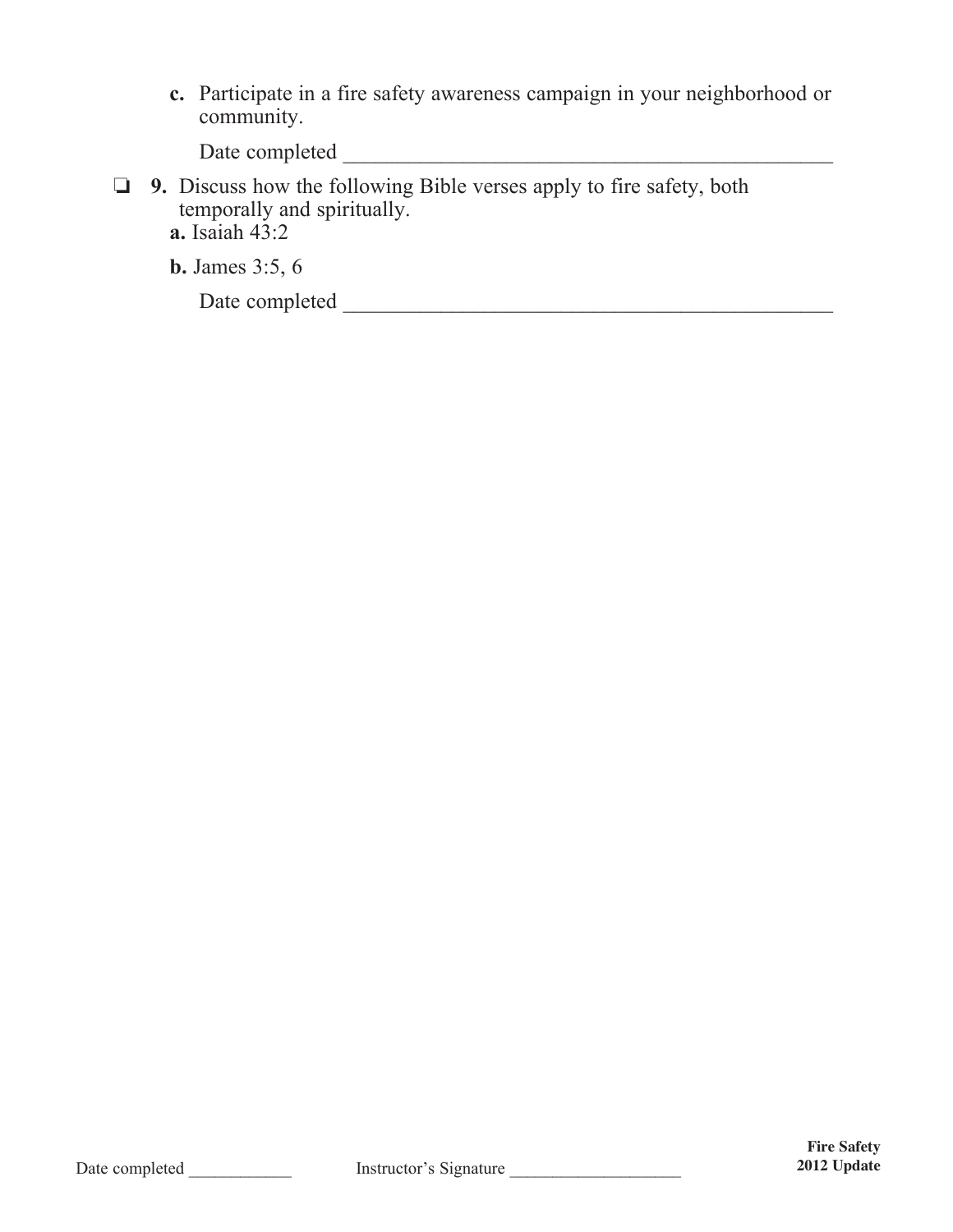c. Participate in a fire safety awareness campaign in your neighborhood or community.

Date completed _______________________________________________

❏ **9.** Discuss how the following Bible verses apply to fire safety, both temporally and spiritually.

**a.** Isaiah 43:2

**b.** James 3:5, 6

Date completed _______________________________________________

Date completed ____________ Instructor's Signature ____________________